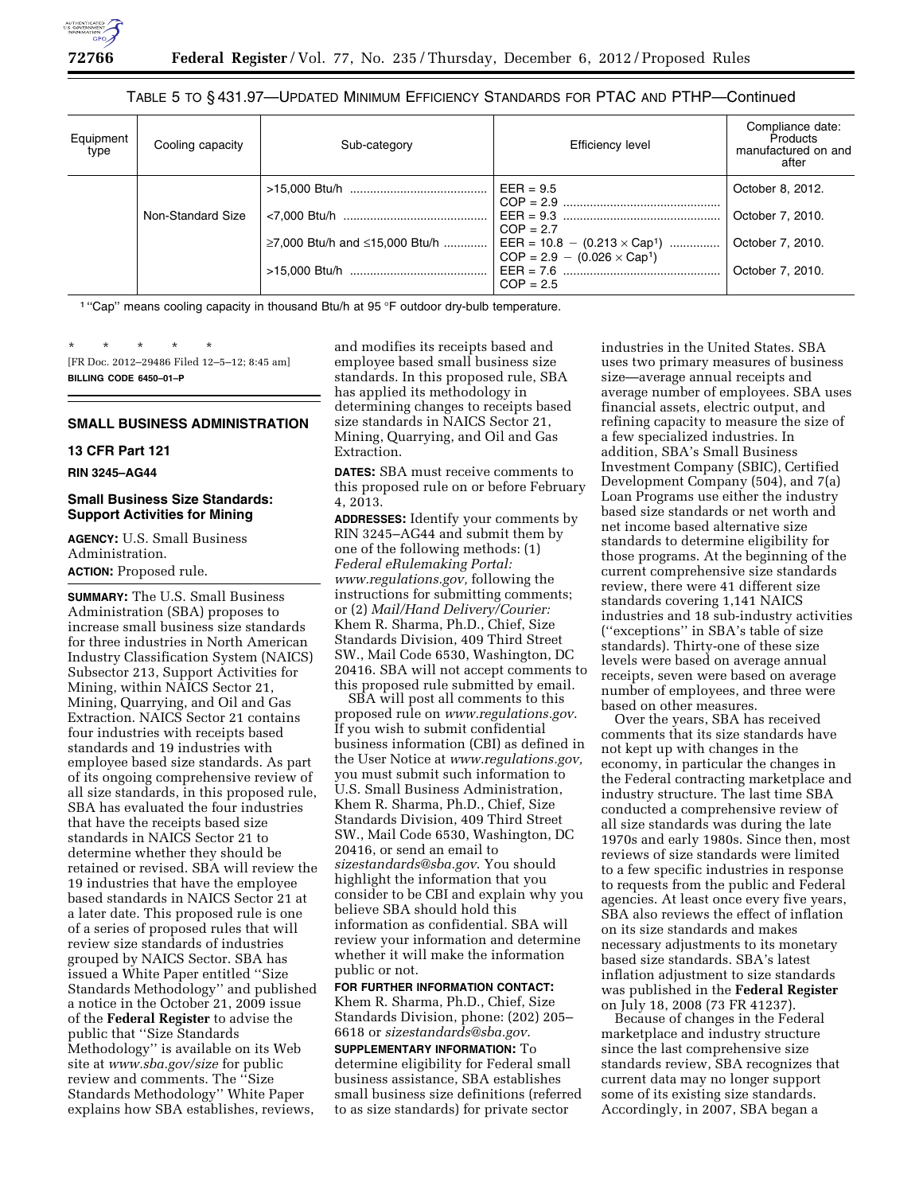TABLE 5 TO § 431.97—UPDATED MINIMUM EFFICIENCY STANDARDS FOR PTAC AND PTHP—Continued

| Equipment type | Cooling capacity | Sub-category | Efficiency level | Compliance date: Products manufactured on and after |
|---|---|---|---|---|
| | | >15,000 Btu/h | EER = 9.5<br>COP = 2.9 | October 8, 2012. |
| | Non-Standard Size | <7,000 Btu/h | EER = 9.3<br>COP = 2.7 | October 7, 2010. |
| | | ≥7,000 Btu/h and ≤15,000 Btu/h | EER = 10.8 − (0.213 × Cap[1])<br>COP = 2.9 − (0.026 × Cap[1]) | October 7, 2010. |
| | | >15,000 Btu/h | EER = 7.6<br>COP = 2.5 | October 7, 2010. |

[1] "Cap" means cooling capacity in thousand Btu/h at 95 °F outdoor dry-bulb temperature.

\* \* \* \* \*

[FR Doc. 2012–29486 Filed 12–5–12; 8:45 am]

**BILLING CODE 6450–01–P**

## SMALL BUSINESS ADMINISTRATION

### 13 CFR Part 121

**RIN 3245–AG44**

### Small Business Size Standards: Support Activities for Mining

**AGENCY:** U.S. Small Business Administration.

**ACTION:** Proposed rule.

**SUMMARY:** The U.S. Small Business Administration (SBA) proposes to increase small business size standards for three industries in North American Industry Classification System (NAICS) Subsector 213, Support Activities for Mining, within NAICS Sector 21, Mining, Quarrying, and Oil and Gas Extraction. NAICS Sector 21 contains four industries with receipts based standards and 19 industries with employee based size standards. As part of its ongoing comprehensive review of all size standards, in this proposed rule, SBA has evaluated the four industries that have the receipts based size standards in NAICS Sector 21 to determine whether they should be retained or revised. SBA will review the 19 industries that have the employee based standards in NAICS Sector 21 at a later date. This proposed rule is one of a series of proposed rules that will review size standards of industries grouped by NAICS Sector. SBA has issued a White Paper entitled "Size Standards Methodology" and published a notice in the October 21, 2009 issue of the **Federal Register** to advise the public that "Size Standards Methodology" is available on its Web site at *www.sba.gov/size* for public review and comments. The "Size Standards Methodology" White Paper explains how SBA establishes, reviews, and modifies its receipts based and employee based small business size standards. In this proposed rule, SBA has applied its methodology in determining changes to receipts based size standards in NAICS Sector 21, Mining, Quarrying, and Oil and Gas Extraction.

**DATES:** SBA must receive comments to this proposed rule on or before February 4, 2013.

**ADDRESSES:** Identify your comments by RIN 3245–AG44 and submit them by one of the following methods: (1) *Federal eRulemaking Portal: www.regulations.gov,* following the instructions for submitting comments; or (2) *Mail/Hand Delivery/Courier:* Khem R. Sharma, Ph.D., Chief, Size Standards Division, 409 Third Street SW., Mail Code 6530, Washington, DC 20416. SBA will not accept comments to this proposed rule submitted by email.

SBA will post all comments to this proposed rule on *www.regulations.gov*. If you wish to submit confidential business information (CBI) as defined in the User Notice at *www.regulations.gov,* you must submit such information to U.S. Small Business Administration, Khem R. Sharma, Ph.D., Chief, Size Standards Division, 409 Third Street SW., Mail Code 6530, Washington, DC 20416, or send an email to *sizestandards@sba.gov*. You should highlight the information that you consider to be CBI and explain why you believe SBA should hold this information as confidential. SBA will review your information and determine whether it will make the information public or not.

**FOR FURTHER INFORMATION CONTACT:** Khem R. Sharma, Ph.D., Chief, Size Standards Division, phone: (202) 205–6618 or *sizestandards@sba.gov*.

**SUPPLEMENTARY INFORMATION:** To determine eligibility for Federal small business assistance, SBA establishes small business size definitions (referred to as size standards) for private sector industries in the United States. SBA uses two primary measures of business size—average annual receipts and average number of employees. SBA uses financial assets, electric output, and refining capacity to measure the size of a few specialized industries. In addition, SBA's Small Business Investment Company (SBIC), Certified Development Company (504), and 7(a) Loan Programs use either the industry based size standards or net worth and net income based alternative size standards to determine eligibility for those programs. At the beginning of the current comprehensive size standards review, there were 41 different size standards covering 1,141 NAICS industries and 18 sub-industry activities ("exceptions" in SBA's table of size standards). Thirty-one of these size levels were based on average annual receipts, seven were based on average number of employees, and three were based on other measures.

Over the years, SBA has received comments that its size standards have not kept up with changes in the economy, in particular the changes in the Federal contracting marketplace and industry structure. The last time SBA conducted a comprehensive review of all size standards was during the late 1970s and early 1980s. Since then, most reviews of size standards were limited to a few specific industries in response to requests from the public and Federal agencies. At least once every five years, SBA also reviews the effect of inflation on its size standards and makes necessary adjustments to its monetary based size standards. SBA's latest inflation adjustment to size standards was published in the **Federal Register** on July 18, 2008 (73 FR 41237).

Because of changes in the Federal marketplace and industry structure since the last comprehensive size standards review, SBA recognizes that current data may no longer support some of its existing size standards. Accordingly, in 2007, SBA began a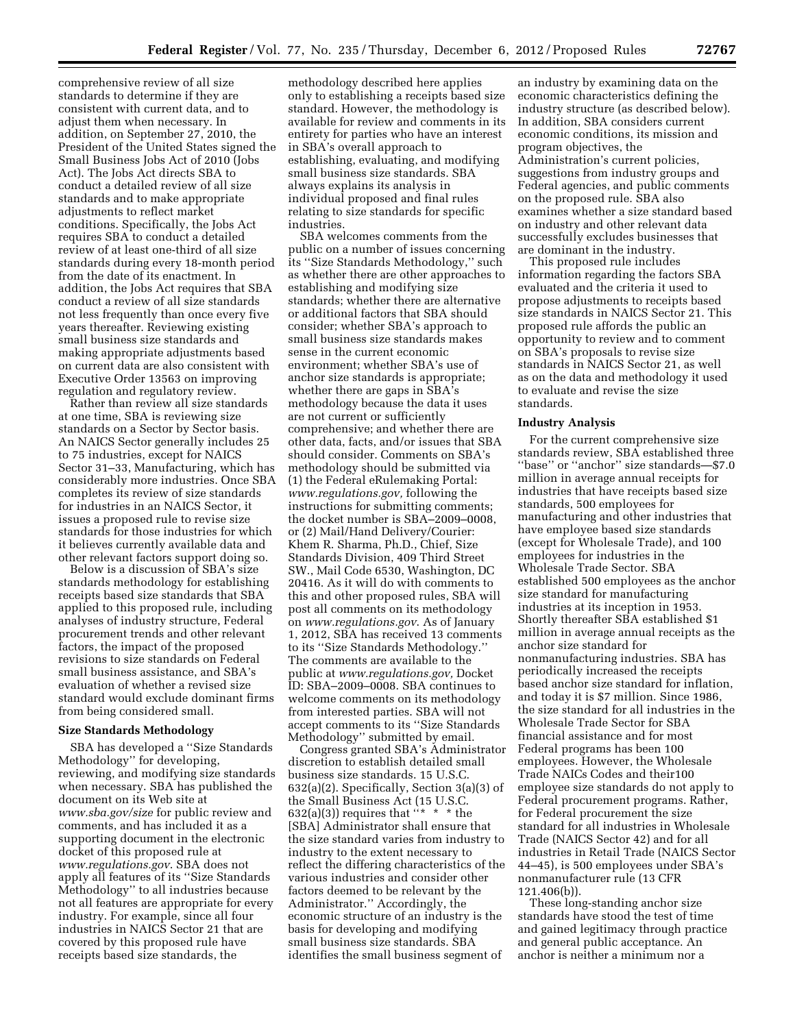comprehensive review of all size standards to determine if they are consistent with current data, and to adjust them when necessary. In addition, on September 27, 2010, the President of the United States signed the Small Business Jobs Act of 2010 (Jobs Act). The Jobs Act directs SBA to conduct a detailed review of all size standards and to make appropriate adjustments to reflect market conditions. Specifically, the Jobs Act requires SBA to conduct a detailed review of at least one-third of all size standards during every 18-month period from the date of its enactment. In addition, the Jobs Act requires that SBA conduct a review of all size standards not less frequently than once every five years thereafter. Reviewing existing small business size standards and making appropriate adjustments based on current data are also consistent with Executive Order 13563 on improving regulation and regulatory review.

Rather than review all size standards at one time, SBA is reviewing size standards on a Sector by Sector basis. An NAICS Sector generally includes 25 to 75 industries, except for NAICS Sector 31–33, Manufacturing, which has considerably more industries. Once SBA completes its review of size standards for industries in an NAICS Sector, it issues a proposed rule to revise size standards for those industries for which it believes currently available data and other relevant factors support doing so.

Below is a discussion of SBA's size standards methodology for establishing receipts based size standards that SBA applied to this proposed rule, including analyses of industry structure, Federal procurement trends and other relevant factors, the impact of the proposed revisions to size standards on Federal small business assistance, and SBA's evaluation of whether a revised size standard would exclude dominant firms from being considered small.

**Size Standards Methodology**

SBA has developed a ''Size Standards Methodology'' for developing, reviewing, and modifying size standards when necessary. SBA has published the document on its Web site at *www.sba.gov/size* for public review and comments, and has included it as a supporting document in the electronic docket of this proposed rule at *www.regulations.gov*. SBA does not apply all features of its ''Size Standards Methodology'' to all industries because not all features are appropriate for every industry. For example, since all four industries in NAICS Sector 21 that are covered by this proposed rule have receipts based size standards, the methodology described here applies only to establishing a receipts based size standard. However, the methodology is available for review and comments in its entirety for parties who have an interest in SBA's overall approach to establishing, evaluating, and modifying small business size standards. SBA always explains its analysis in individual proposed and final rules relating to size standards for specific industries.

SBA welcomes comments from the public on a number of issues concerning its ''Size Standards Methodology,'' such as whether there are other approaches to establishing and modifying size standards; whether there are alternative or additional factors that SBA should consider; whether SBA's approach to small business size standards makes sense in the current economic environment; whether SBA's use of anchor size standards is appropriate; whether there are gaps in SBA's methodology because the data it uses are not current or sufficiently comprehensive; and whether there are other data, facts, and/or issues that SBA should consider. Comments on SBA's methodology should be submitted via (1) the Federal eRulemaking Portal: *www.regulations.gov,* following the instructions for submitting comments; the docket number is SBA–2009–0008, or (2) Mail/Hand Delivery/Courier: Khem R. Sharma, Ph.D., Chief, Size Standards Division, 409 Third Street SW., Mail Code 6530, Washington, DC 20416. As it will do with comments to this and other proposed rules, SBA will post all comments on its methodology on *www.regulations.gov*. As of January 1, 2012, SBA has received 13 comments to its ''Size Standards Methodology.'' The comments are available to the public at *www.regulations.gov,* Docket ID: SBA–2009–0008. SBA continues to welcome comments on its methodology from interested parties. SBA will not accept comments to its ''Size Standards Methodology'' submitted by email.

Congress granted SBA's Administrator discretion to establish detailed small business size standards. 15 U.S.C. 632(a)(2). Specifically, Section 3(a)(3) of the Small Business Act (15 U.S.C. 632(a)(3)) requires that ''* * * the [SBA] Administrator shall ensure that the size standard varies from industry to industry to the extent necessary to reflect the differing characteristics of the various industries and consider other factors deemed to be relevant by the Administrator.'' Accordingly, the economic structure of an industry is the basis for developing and modifying small business size standards. SBA identifies the small business segment of an industry by examining data on the economic characteristics defining the industry structure (as described below). In addition, SBA considers current economic conditions, its mission and program objectives, the Administration's current policies, suggestions from industry groups and Federal agencies, and public comments on the proposed rule. SBA also examines whether a size standard based on industry and other relevant data successfully excludes businesses that are dominant in the industry.

This proposed rule includes information regarding the factors SBA evaluated and the criteria it used to propose adjustments to receipts based size standards in NAICS Sector 21. This proposed rule affords the public an opportunity to review and to comment on SBA's proposals to revise size standards in NAICS Sector 21, as well as on the data and methodology it used to evaluate and revise the size standards.

**Industry Analysis**

For the current comprehensive size standards review, SBA established three ''base'' or ''anchor'' size standards—$7.0 million in average annual receipts for industries that have receipts based size standards, 500 employees for manufacturing and other industries that have employee based size standards (except for Wholesale Trade), and 100 employees for industries in the Wholesale Trade Sector. SBA established 500 employees as the anchor size standard for manufacturing industries at its inception in 1953. Shortly thereafter SBA established $1 million in average annual receipts as the anchor size standard for nonmanufacturing industries. SBA has periodically increased the receipts based anchor size standard for inflation, and today it is $7 million. Since 1986, the size standard for all industries in the Wholesale Trade Sector for SBA financial assistance and for most Federal programs has been 100 employees. However, the Wholesale Trade NAICs Codes and their100 employee size standards do not apply to Federal procurement programs. Rather, for Federal procurement the size standard for all industries in Wholesale Trade (NAICS Sector 42) and for all industries in Retail Trade (NAICS Sector 44–45), is 500 employees under SBA's nonmanufacturer rule (13 CFR 121.406(b)).

These long-standing anchor size standards have stood the test of time and gained legitimacy through practice and general public acceptance. An anchor is neither a minimum nor a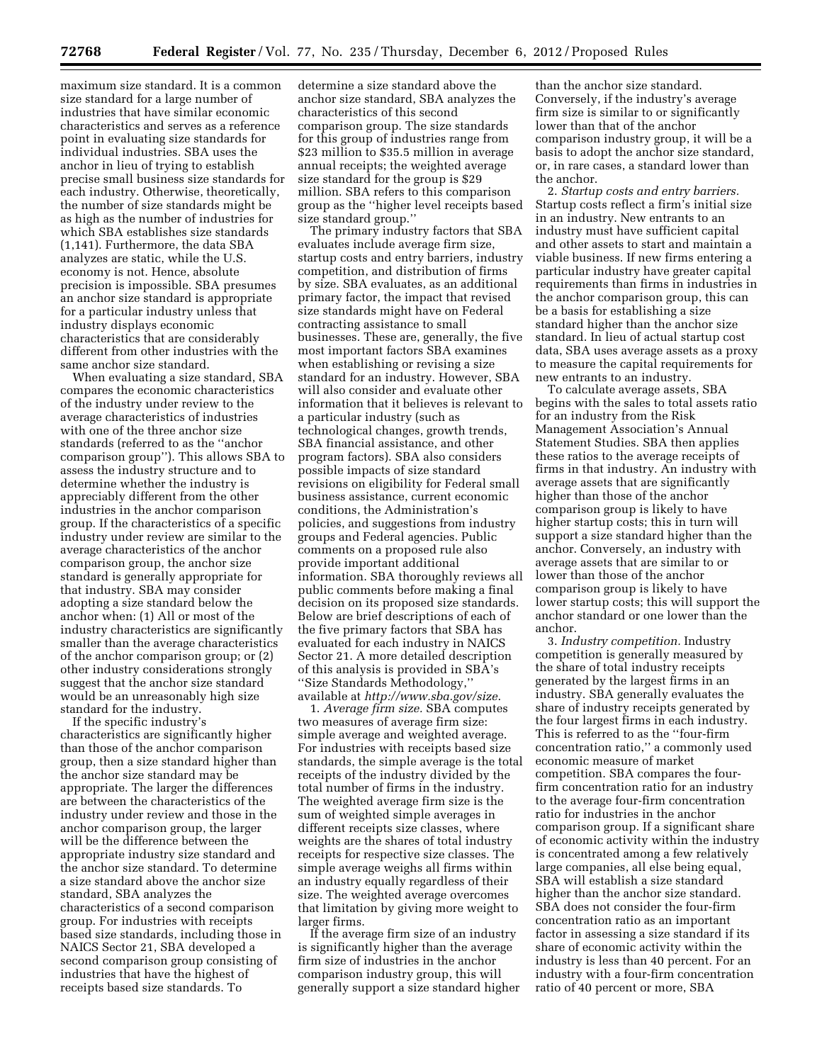maximum size standard. It is a common size standard for a large number of industries that have similar economic characteristics and serves as a reference point in evaluating size standards for individual industries. SBA uses the anchor in lieu of trying to establish precise small business size standards for each industry. Otherwise, theoretically, the number of size standards might be as high as the number of industries for which SBA establishes size standards (1,141). Furthermore, the data SBA analyzes are static, while the U.S. economy is not. Hence, absolute precision is impossible. SBA presumes an anchor size standard is appropriate for a particular industry unless that industry displays economic characteristics that are considerably different from other industries with the same anchor size standard.

When evaluating a size standard, SBA compares the economic characteristics of the industry under review to the average characteristics of industries with one of the three anchor size standards (referred to as the ''anchor comparison group''). This allows SBA to assess the industry structure and to determine whether the industry is appreciably different from the other industries in the anchor comparison group. If the characteristics of a specific industry under review are similar to the average characteristics of the anchor comparison group, the anchor size standard is generally appropriate for that industry. SBA may consider adopting a size standard below the anchor when: (1) All or most of the industry characteristics are significantly smaller than the average characteristics of the anchor comparison group; or (2) other industry considerations strongly suggest that the anchor size standard would be an unreasonably high size standard for the industry.

If the specific industry's characteristics are significantly higher than those of the anchor comparison group, then a size standard higher than the anchor size standard may be appropriate. The larger the differences are between the characteristics of the industry under review and those in the anchor comparison group, the larger will be the difference between the appropriate industry size standard and the anchor size standard. To determine a size standard above the anchor size standard, SBA analyzes the characteristics of a second comparison group. For industries with receipts based size standards, including those in NAICS Sector 21, SBA developed a second comparison group consisting of industries that have the highest of receipts based size standards. To determine a size standard above the anchor size standard, SBA analyzes the characteristics of this second comparison group. The size standards for this group of industries range from $23 million to $35.5 million in average annual receipts; the weighted average size standard for the group is $29 million. SBA refers to this comparison group as the ''higher level receipts based size standard group.''

The primary industry factors that SBA evaluates include average firm size, startup costs and entry barriers, industry competition, and distribution of firms by size. SBA evaluates, as an additional primary factor, the impact that revised size standards might have on Federal contracting assistance to small businesses. These are, generally, the five most important factors SBA examines when establishing or revising a size standard for an industry. However, SBA will also consider and evaluate other information that it believes is relevant to a particular industry (such as technological changes, growth trends, SBA financial assistance, and other program factors). SBA also considers possible impacts of size standard revisions on eligibility for Federal small business assistance, current economic conditions, the Administration's policies, and suggestions from industry groups and Federal agencies. Public comments on a proposed rule also provide important additional information. SBA thoroughly reviews all public comments before making a final decision on its proposed size standards. Below are brief descriptions of each of the five primary factors that SBA has evaluated for each industry in NAICS Sector 21. A more detailed description of this analysis is provided in SBA's ''Size Standards Methodology,'' available at *http://www.sba.gov/size*.

1. *Average firm size.* SBA computes two measures of average firm size: simple average and weighted average. For industries with receipts based size standards, the simple average is the total receipts of the industry divided by the total number of firms in the industry. The weighted average firm size is the sum of weighted simple averages in different receipts size classes, where weights are the shares of total industry receipts for respective size classes. The simple average weighs all firms within an industry equally regardless of their size. The weighted average overcomes that limitation by giving more weight to larger firms.

If the average firm size of an industry is significantly higher than the average firm size of industries in the anchor comparison industry group, this will generally support a size standard higher than the anchor size standard. Conversely, if the industry's average firm size is similar to or significantly lower than that of the anchor comparison industry group, it will be a basis to adopt the anchor size standard, or, in rare cases, a standard lower than the anchor.

2. *Startup costs and entry barriers.* Startup costs reflect a firm's initial size in an industry. New entrants to an industry must have sufficient capital and other assets to start and maintain a viable business. If new firms entering a particular industry have greater capital requirements than firms in industries in the anchor comparison group, this can be a basis for establishing a size standard higher than the anchor size standard. In lieu of actual startup cost data, SBA uses average assets as a proxy to measure the capital requirements for new entrants to an industry.

To calculate average assets, SBA begins with the sales to total assets ratio for an industry from the Risk Management Association's Annual Statement Studies. SBA then applies these ratios to the average receipts of firms in that industry. An industry with average assets that are significantly higher than those of the anchor comparison group is likely to have higher startup costs; this in turn will support a size standard higher than the anchor. Conversely, an industry with average assets that are similar to or lower than those of the anchor comparison group is likely to have lower startup costs; this will support the anchor standard or one lower than the anchor.

3. *Industry competition.* Industry competition is generally measured by the share of total industry receipts generated by the largest firms in an industry. SBA generally evaluates the share of industry receipts generated by the four largest firms in each industry. This is referred to as the ''four-firm concentration ratio,'' a commonly used economic measure of market competition. SBA compares the four-firm concentration ratio for an industry to the average four-firm concentration ratio for industries in the anchor comparison group. If a significant share of economic activity within the industry is concentrated among a few relatively large companies, all else being equal, SBA will establish a size standard higher than the anchor size standard. SBA does not consider the four-firm concentration ratio as an important factor in assessing a size standard if its share of economic activity within the industry is less than 40 percent. For an industry with a four-firm concentration ratio of 40 percent or more, SBA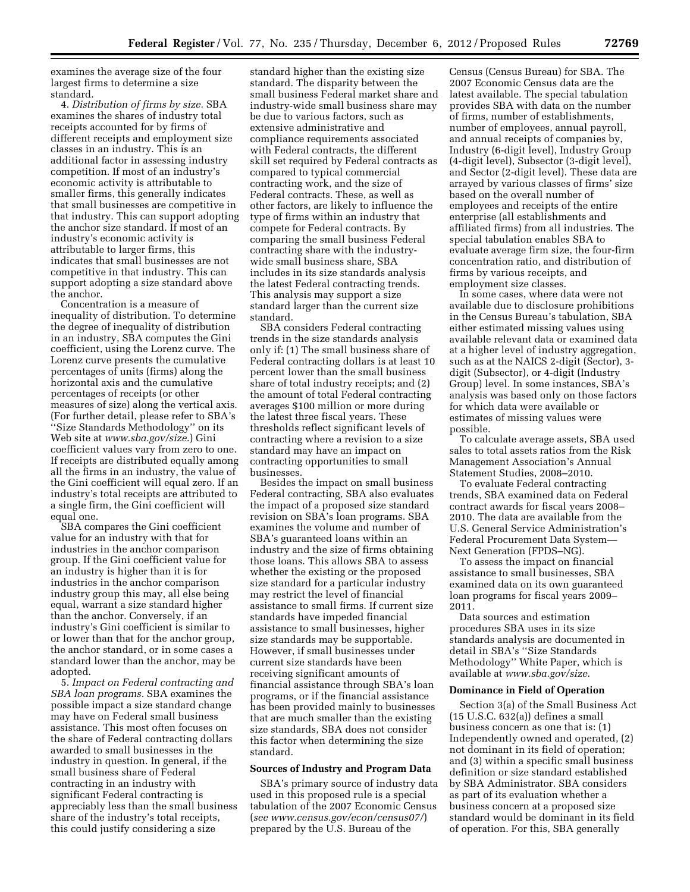examines the average size of the four largest firms to determine a size standard.

4. *Distribution of firms by size.* SBA examines the shares of industry total receipts accounted for by firms of different receipts and employment size classes in an industry. This is an additional factor in assessing industry competition. If most of an industry's economic activity is attributable to smaller firms, this generally indicates that small businesses are competitive in that industry. This can support adopting the anchor size standard. If most of an industry's economic activity is attributable to larger firms, this indicates that small businesses are not competitive in that industry. This can support adopting a size standard above the anchor.

Concentration is a measure of inequality of distribution. To determine the degree of inequality of distribution in an industry, SBA computes the Gini coefficient, using the Lorenz curve. The Lorenz curve presents the cumulative percentages of units (firms) along the horizontal axis and the cumulative percentages of receipts (or other measures of size) along the vertical axis. (For further detail, please refer to SBA's ''Size Standards Methodology'' on its Web site at *www.sba.gov/size.*) Gini coefficient values vary from zero to one. If receipts are distributed equally among all the firms in an industry, the value of the Gini coefficient will equal zero. If an industry's total receipts are attributed to a single firm, the Gini coefficient will equal one.

SBA compares the Gini coefficient value for an industry with that for industries in the anchor comparison group. If the Gini coefficient value for an industry is higher than it is for industries in the anchor comparison industry group this may, all else being equal, warrant a size standard higher than the anchor. Conversely, if an industry's Gini coefficient is similar to or lower than that for the anchor group, the anchor standard, or in some cases a standard lower than the anchor, may be adopted.

5. *Impact on Federal contracting and SBA loan programs.* SBA examines the possible impact a size standard change may have on Federal small business assistance. This most often focuses on the share of Federal contracting dollars awarded to small businesses in the industry in question. In general, if the small business share of Federal contracting in an industry with significant Federal contracting is appreciably less than the small business share of the industry's total receipts, this could justify considering a size standard higher than the existing size standard. The disparity between the small business Federal market share and industry-wide small business share may be due to various factors, such as extensive administrative and compliance requirements associated with Federal contracts, the different skill set required by Federal contracts as compared to typical commercial contracting work, and the size of Federal contracts. These, as well as other factors, are likely to influence the type of firms within an industry that compete for Federal contracts. By comparing the small business Federal contracting share with the industry-wide small business share, SBA includes in its size standards analysis the latest Federal contracting trends. This analysis may support a size standard larger than the current size standard.

SBA considers Federal contracting trends in the size standards analysis only if: (1) The small business share of Federal contracting dollars is at least 10 percent lower than the small business share of total industry receipts; and (2) the amount of total Federal contracting averages $100 million or more during the latest three fiscal years. These thresholds reflect significant levels of contracting where a revision to a size standard may have an impact on contracting opportunities to small businesses.

Besides the impact on small business Federal contracting, SBA also evaluates the impact of a proposed size standard revision on SBA's loan programs. SBA examines the volume and number of SBA's guaranteed loans within an industry and the size of firms obtaining those loans. This allows SBA to assess whether the existing or the proposed size standard for a particular industry may restrict the level of financial assistance to small firms. If current size standards have impeded financial assistance to small businesses, higher size standards may be supportable. However, if small businesses under current size standards have been receiving significant amounts of financial assistance through SBA's loan programs, or if the financial assistance has been provided mainly to businesses that are much smaller than the existing size standards, SBA does not consider this factor when determining the size standard.

**Sources of Industry and Program Data**

SBA's primary source of industry data used in this proposed rule is a special tabulation of the 2007 Economic Census (*see www.census.gov/econ/census07/*) prepared by the U.S. Bureau of the Census (Census Bureau) for SBA. The 2007 Economic Census data are the latest available. The special tabulation provides SBA with data on the number of firms, number of establishments, number of employees, annual payroll, and annual receipts of companies by, Industry (6-digit level), Industry Group (4-digit level), Subsector (3-digit level), and Sector (2-digit level). These data are arrayed by various classes of firms' size based on the overall number of employees and receipts of the entire enterprise (all establishments and affiliated firms) from all industries. The special tabulation enables SBA to evaluate average firm size, the four-firm concentration ratio, and distribution of firms by various receipts, and employment size classes.

In some cases, where data were not available due to disclosure prohibitions in the Census Bureau's tabulation, SBA either estimated missing values using available relevant data or examined data at a higher level of industry aggregation, such as at the NAICS 2-digit (Sector), 3-digit (Subsector), or 4-digit (Industry Group) level. In some instances, SBA's analysis was based only on those factors for which data were available or estimates of missing values were possible.

To calculate average assets, SBA used sales to total assets ratios from the Risk Management Association's Annual Statement Studies, 2008–2010.

To evaluate Federal contracting trends, SBA examined data on Federal contract awards for fiscal years 2008–2010. The data are available from the U.S. General Service Administration's Federal Procurement Data System—Next Generation (FPDS–NG).

To assess the impact on financial assistance to small businesses, SBA examined data on its own guaranteed loan programs for fiscal years 2009–2011.

Data sources and estimation procedures SBA uses in its size standards analysis are documented in detail in SBA's ''Size Standards Methodology'' White Paper, which is available at *www.sba.gov/size*.

**Dominance in Field of Operation**

Section 3(a) of the Small Business Act (15 U.S.C. 632(a)) defines a small business concern as one that is: (1) Independently owned and operated, (2) not dominant in its field of operation; and (3) within a specific small business definition or size standard established by SBA Administrator. SBA considers as part of its evaluation whether a business concern at a proposed size standard would be dominant in its field of operation. For this, SBA generally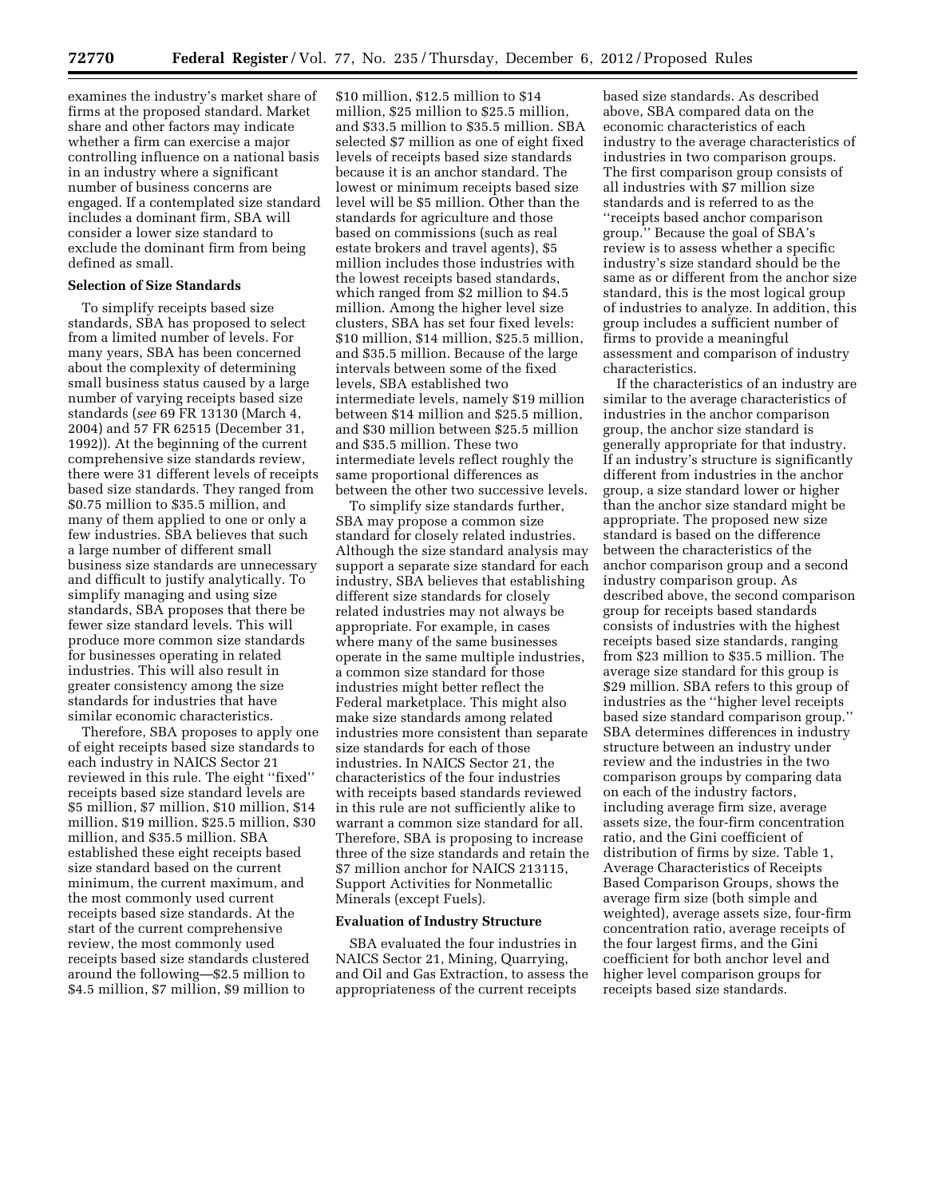examines the industry's market share of firms at the proposed standard. Market share and other factors may indicate whether a firm can exercise a major controlling influence on a national basis in an industry where a significant number of business concerns are engaged. If a contemplated size standard includes a dominant firm, SBA will consider a lower size standard to exclude the dominant firm from being defined as small.

**Selection of Size Standards**

To simplify receipts based size standards, SBA has proposed to select from a limited number of levels. For many years, SBA has been concerned about the complexity of determining small business status caused by a large number of varying receipts based size standards (*see* 69 FR 13130 (March 4, 2004) and 57 FR 62515 (December 31, 1992)). At the beginning of the current comprehensive size standards review, there were 31 different levels of receipts based size standards. They ranged from $0.75 million to $35.5 million, and many of them applied to one or only a few industries. SBA believes that such a large number of different small business size standards are unnecessary and difficult to justify analytically. To simplify managing and using size standards, SBA proposes that there be fewer size standard levels. This will produce more common size standards for businesses operating in related industries. This will also result in greater consistency among the size standards for industries that have similar economic characteristics.

Therefore, SBA proposes to apply one of eight receipts based size standards to each industry in NAICS Sector 21 reviewed in this rule. The eight ''fixed'' receipts based size standard levels are $5 million, $7 million, $10 million, $14 million, $19 million, $25.5 million, $30 million, and $35.5 million. SBA established these eight receipts based size standard based on the current minimum, the current maximum, and the most commonly used current receipts based size standards. At the start of the current comprehensive review, the most commonly used receipts based size standards clustered around the following—$2.5 million to $4.5 million, $7 million, $9 million to $10 million, $12.5 million to $14 million, $25 million to $25.5 million, and $33.5 million to $35.5 million. SBA selected $7 million as one of eight fixed levels of receipts based size standards because it is an anchor standard. The lowest or minimum receipts based size level will be $5 million. Other than the standards for agriculture and those based on commissions (such as real estate brokers and travel agents), $5 million includes those industries with the lowest receipts based standards, which ranged from $2 million to $4.5 million. Among the higher level size clusters, SBA has set four fixed levels: $10 million, $14 million, $25.5 million, and $35.5 million. Because of the large intervals between some of the fixed levels, SBA established two intermediate levels, namely $19 million between $14 million and $25.5 million, and $30 million between $25.5 million and $35.5 million. These two intermediate levels reflect roughly the same proportional differences as between the other two successive levels.

To simplify size standards further, SBA may propose a common size standard for closely related industries. Although the size standard analysis may support a separate size standard for each industry, SBA believes that establishing different size standards for closely related industries may not always be appropriate. For example, in cases where many of the same businesses operate in the same multiple industries, a common size standard for those industries might better reflect the Federal marketplace. This might also make size standards among related industries more consistent than separate size standards for each of those industries. In NAICS Sector 21, the characteristics of the four industries with receipts based standards reviewed in this rule are not sufficiently alike to warrant a common size standard for all. Therefore, SBA is proposing to increase three of the size standards and retain the $7 million anchor for NAICS 213115, Support Activities for Nonmetallic Minerals (except Fuels).

**Evaluation of Industry Structure**

SBA evaluated the four industries in NAICS Sector 21, Mining, Quarrying, and Oil and Gas Extraction, to assess the appropriateness of the current receipts based size standards. As described above, SBA compared data on the economic characteristics of each industry to the average characteristics of industries in two comparison groups. The first comparison group consists of all industries with $7 million size standards and is referred to as the ''receipts based anchor comparison group.'' Because the goal of SBA's review is to assess whether a specific industry's size standard should be the same as or different from the anchor size standard, this is the most logical group of industries to analyze. In addition, this group includes a sufficient number of firms to provide a meaningful assessment and comparison of industry characteristics.

If the characteristics of an industry are similar to the average characteristics of industries in the anchor comparison group, the anchor size standard is generally appropriate for that industry. If an industry's structure is significantly different from industries in the anchor group, a size standard lower or higher than the anchor size standard might be appropriate. The proposed new size standard is based on the difference between the characteristics of the anchor comparison group and a second industry comparison group. As described above, the second comparison group for receipts based standards consists of industries with the highest receipts based size standards, ranging from $23 million to $35.5 million. The average size standard for this group is $29 million. SBA refers to this group of industries as the ''higher level receipts based size standard comparison group.'' SBA determines differences in industry structure between an industry under review and the industries in the two comparison groups by comparing data on each of the industry factors, including average firm size, average assets size, the four-firm concentration ratio, and the Gini coefficient of distribution of firms by size. Table 1, Average Characteristics of Receipts Based Comparison Groups, shows the average firm size (both simple and weighted), average assets size, four-firm concentration ratio, average receipts of the four largest firms, and the Gini coefficient for both anchor level and higher level comparison groups for receipts based size standards.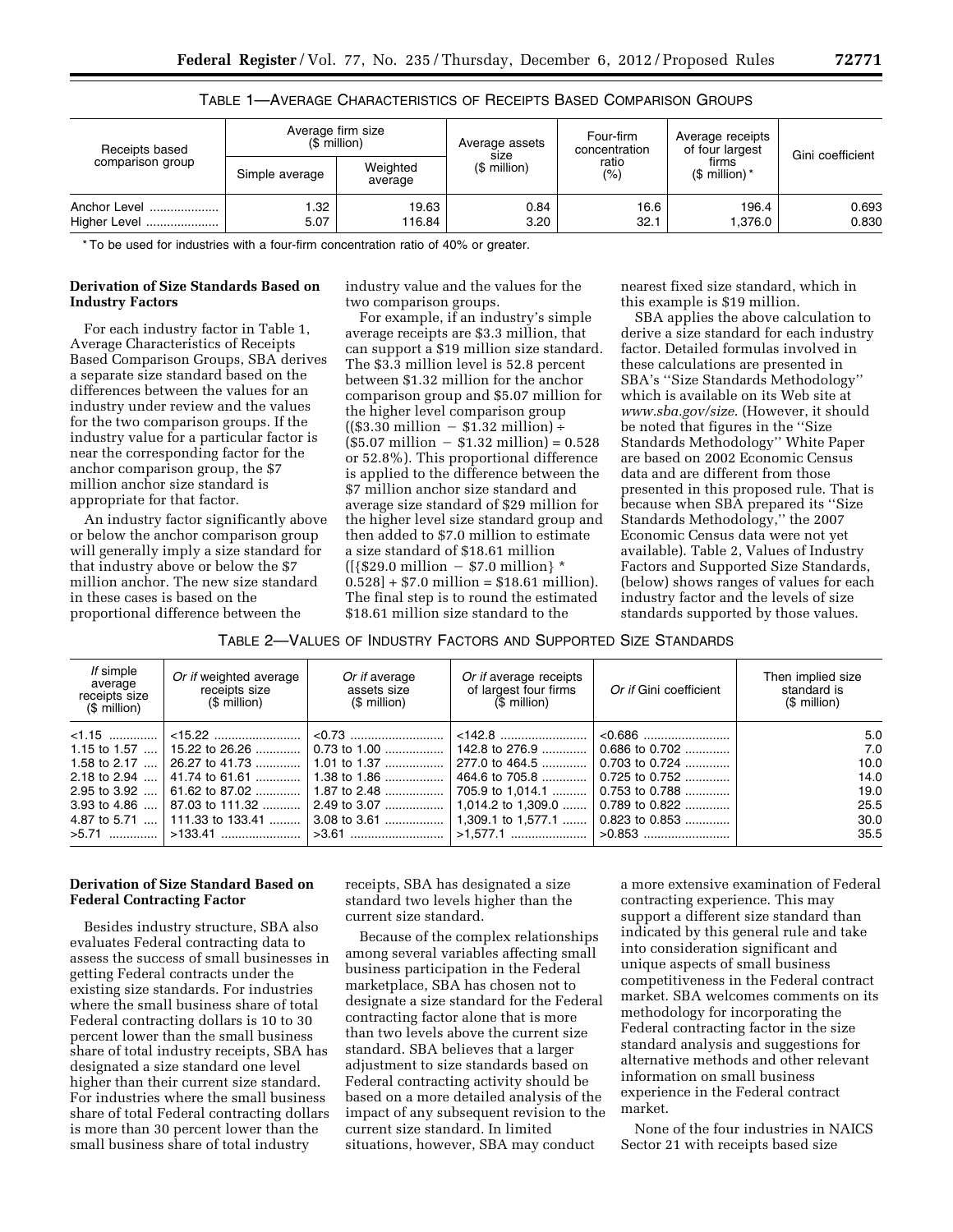TABLE 1—AVERAGE CHARACTERISTICS OF RECEIPTS BASED COMPARISON GROUPS

| Receipts based comparison group | Average firm size ($ million) | | Average assets size ($ million) | Four-firm concentration ratio (%) | Average receipts of four largest firms ($ million) * | Gini coefficient |
|---|---|---|---|---|---|---|
| | Simple average | Weighted average | | | | |
| Anchor Level | 1.32 | 19.63 | 0.84 | 16.6 | 196.4 | 0.693 |
| Higher Level | 5.07 | 116.84 | 3.20 | 32.1 | 1,376.0 | 0.830 |

* To be used for industries with a four-firm concentration ratio of 40% or greater.

**Derivation of Size Standards Based on Industry Factors**

For each industry factor in Table 1, Average Characteristics of Receipts Based Comparison Groups, SBA derives a separate size standard based on the differences between the values for an industry under review and the values for the two comparison groups. If the industry value for a particular factor is near the corresponding factor for the anchor comparison group, the $7 million anchor size standard is appropriate for that factor.

An industry factor significantly above or below the anchor comparison group will generally imply a size standard for that industry above or below the $7 million anchor. The new size standard in these cases is based on the proportional difference between the industry value and the values for the two comparison groups.

For example, if an industry's simple average receipts are $3.3 million, that can support a $19 million size standard. The $3.3 million level is 52.8 percent between $1.32 million for the anchor comparison group and $5.07 million for the higher level comparison group (($3.30 million − $1.32 million) ÷ ($5.07 million − $1.32 million) = 0.528 or 52.8%). This proportional difference is applied to the difference between the $7 million anchor size standard and average size standard of $29 million for the higher level size standard group and then added to $7.0 million to estimate a size standard of $18.61 million ([{$29.0 million − $7.0 million} * 0.528] + $7.0 million = $18.61 million). The final step is to round the estimated $18.61 million size standard to the nearest fixed size standard, which in this example is $19 million.

SBA applies the above calculation to derive a size standard for each industry factor. Detailed formulas involved in these calculations are presented in SBA's "Size Standards Methodology" which is available on its Web site at *www.sba.gov/size*. (However, it should be noted that figures in the "Size Standards Methodology" White Paper are based on 2002 Economic Census data and are different from those presented in this proposed rule. That is because when SBA prepared its "Size Standards Methodology," the 2007 Economic Census data were not yet available). Table 2, Values of Industry Factors and Supported Size Standards, (below) shows ranges of values for each industry factor and the levels of size standards supported by those values.

TABLE 2—VALUES OF INDUSTRY FACTORS AND SUPPORTED SIZE STANDARDS

| *If* simple average receipts size ($ million) | *Or if* weighted average receipts size ($ million) | *Or if* average assets size ($ million) | *Or if* average receipts of largest four firms ($ million) | *Or if* Gini coefficient | Then implied size standard is ($ million) |
|---|---|---|---|---|---|
| <1.15 | <15.22 | <0.73 | <142.8 | <0.686 | 5.0 |
| 1.15 to 1.57 | 15.22 to 26.26 | 0.73 to 1.00 | 142.8 to 276.9 | 0.686 to 0.702 | 7.0 |
| 1.58 to 2.17 | 26.27 to 41.73 | 1.01 to 1.37 | 277.0 to 464.5 | 0.703 to 0.724 | 10.0 |
| 2.18 to 2.94 | 41.74 to 61.61 | 1.38 to 1.86 | 464.6 to 705.8 | 0.725 to 0.752 | 14.0 |
| 2.95 to 3.92 | 61.62 to 87.02 | 1.87 to 2.48 | 705.9 to 1,014.1 | 0.753 to 0.788 | 19.0 |
| 3.93 to 4.86 | 87.03 to 111.32 | 2.49 to 3.07 | 1,014.2 to 1,309.0 | 0.789 to 0.822 | 25.5 |
| 4.87 to 5.71 | 111.33 to 133.41 | 3.08 to 3.61 | 1,309.1 to 1,577.1 | 0.823 to 0.853 | 30.0 |
| >5.71 | >133.41 | >3.61 | >1,577.1 | >0.853 | 35.5 |

**Derivation of Size Standard Based on Federal Contracting Factor**

Besides industry structure, SBA also evaluates Federal contracting data to assess the success of small businesses in getting Federal contracts under the existing size standards. For industries where the small business share of total Federal contracting dollars is 10 to 30 percent lower than the small business share of total industry receipts, SBA has designated a size standard one level higher than their current size standard. For industries where the small business share of total Federal contracting dollars is more than 30 percent lower than the small business share of total industry receipts, SBA has designated a size standard two levels higher than the current size standard.

Because of the complex relationships among several variables affecting small business participation in the Federal marketplace, SBA has chosen not to designate a size standard for the Federal contracting factor alone that is more than two levels above the current size standard. SBA believes that a larger adjustment to size standards based on Federal contracting activity should be based on a more detailed analysis of the impact of any subsequent revision to the current size standard. In limited situations, however, SBA may conduct a more extensive examination of Federal contracting experience. This may support a different size standard than indicated by this general rule and take into consideration significant and unique aspects of small business competitiveness in the Federal contract market. SBA welcomes comments on its methodology for incorporating the Federal contracting factor in the size standard analysis and suggestions for alternative methods and other relevant information on small business experience in the Federal contract market.

None of the four industries in NAICS Sector 21 with receipts based size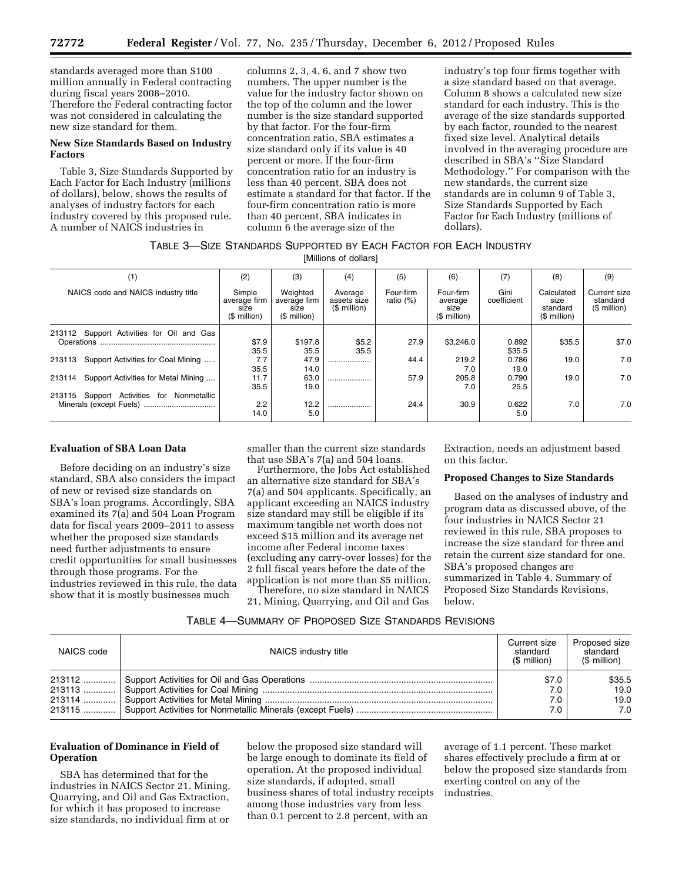standards averaged more than $100 million annually in Federal contracting during fiscal years 2008–2010. Therefore the Federal contracting factor was not considered in calculating the new size standard for them.

**New Size Standards Based on Industry Factors**

Table 3, Size Standards Supported by Each Factor for Each Industry (millions of dollars), below, shows the results of analyses of industry factors for each industry covered by this proposed rule. A number of NAICS industries in columns 2, 3, 4, 6, and 7 show two numbers. The upper number is the value for the industry factor shown on the top of the column and the lower number is the size standard supported by that factor. For the four-firm concentration ratio, SBA estimates a size standard only if its value is 40 percent or more. If the four-firm concentration ratio for an industry is less than 40 percent, SBA does not estimate a standard for that factor. If the four-firm concentration ratio is more than 40 percent, SBA indicates in column 6 the average size of the industry's top four firms together with a size standard based on that average. Column 8 shows a calculated new size standard for each industry. This is the average of the size standards supported by each factor, rounded to the nearest fixed size level. Analytical details involved in the averaging procedure are described in SBA's ''Size Standard Methodology.'' For comparison with the new standards, the current size standards are in column 9 of Table 3, Size Standards Supported by Each Factor for Each Industry (millions of dollars).

TABLE 3—SIZE STANDARDS SUPPORTED BY EACH FACTOR FOR EACH INDUSTRY
[Millions of dollars]

| (1) | (2) | (3) | (4) | (5) | (6) | (7) | (8) | (9) |
|---|---|---|---|---|---|---|---|---|
| NAICS code and NAICS industry title | Simple average firm size ($ million) | Weighted average firm size ($ million) | Average assets size ($ million) | Four-firm ratio (%) | Four-firm average size ($ million) | Gini coefficient | Calculated size standard ($ million) | Current size standard ($ million) |
| 213112 Support Activities for Oil and Gas Operations | $7.9 | $197.8 | $5.2 | 27.9 | $3,246.0 | 0.892 | $35.5 | $7.0 |
| | 35.5 | 35.5 | 35.5 | | | $35.5 | | |
| 213113 Support Activities for Coal Mining | 7.7 | 47.9 | .................... | 44.4 | 219.2 | 0.786 | 19.0 | 7.0 |
| | 35.5 | 14.0 | | | 7.0 | 19.0 | | |
| 213114 Support Activities for Metal Mining | 11.7 | 63.0 | .................... | 57.9 | 205.8 | 0.790 | 19.0 | 7.0 |
| | 35.5 | 19.0 | | | 7.0 | 25.5 | | |
| 213115 Support Activities for Nonmetallic Minerals (except Fuels) | 2.2 | 12.2 | .................... | 24.4 | 30.9 | 0.622 | 7.0 | 7.0 |
| | 14.0 | 5.0 | | | | 5.0 | | |

**Evaluation of SBA Loan Data**

Before deciding on an industry's size standard, SBA also considers the impact of new or revised size standards on SBA's loan programs. Accordingly, SBA examined its 7(a) and 504 Loan Program data for fiscal years 2009–2011 to assess whether the proposed size standards need further adjustments to ensure credit opportunities for small businesses through those programs. For the industries reviewed in this rule, the data show that it is mostly businesses much smaller than the current size standards that use SBA's 7(a) and 504 loans.

Furthermore, the Jobs Act established an alternative size standard for SBA's 7(a) and 504 applicants. Specifically, an applicant exceeding an NAICS industry size standard may still be eligible if its maximum tangible net worth does not exceed $15 million and its average net income after Federal income taxes (excluding any carry-over losses) for the 2 full fiscal years before the date of the application is not more than $5 million.

Therefore, no size standard in NAICS 21, Mining, Quarrying, and Oil and Gas Extraction, needs an adjustment based on this factor.

**Proposed Changes to Size Standards**

Based on the analyses of industry and program data as discussed above, of the four industries in NAICS Sector 21 reviewed in this rule, SBA proposes to increase the size standard for three and retain the current size standard for one. SBA's proposed changes are summarized in Table 4, Summary of Proposed Size Standards Revisions, below.

TABLE 4—SUMMARY OF PROPOSED SIZE STANDARDS REVISIONS

| NAICS code | NAICS industry title | Current size standard ($ million) | Proposed size standard ($ million) |
|---|---|---|---|
| 213112 | Support Activities for Oil and Gas Operations | $7.0 | $35.5 |
| 213113 | Support Activities for Coal Mining | 7.0 | 19.0 |
| 213114 | Support Activities for Metal Mining | 7.0 | 19.0 |
| 213115 | Support Activities for Nonmetallic Minerals (except Fuels) | 7.0 | 7.0 |

**Evaluation of Dominance in Field of Operation**

SBA has determined that for the industries in NAICS Sector 21, Mining, Quarrying, and Oil and Gas Extraction, for which it has proposed to increase size standards, no individual firm at or below the proposed size standard will be large enough to dominate its field of operation. At the proposed individual size standards, if adopted, small business shares of total industry receipts among those industries vary from less than 0.1 percent to 2.8 percent, with an average of 1.1 percent. These market shares effectively preclude a firm at or below the proposed size standards from exerting control on any of the industries.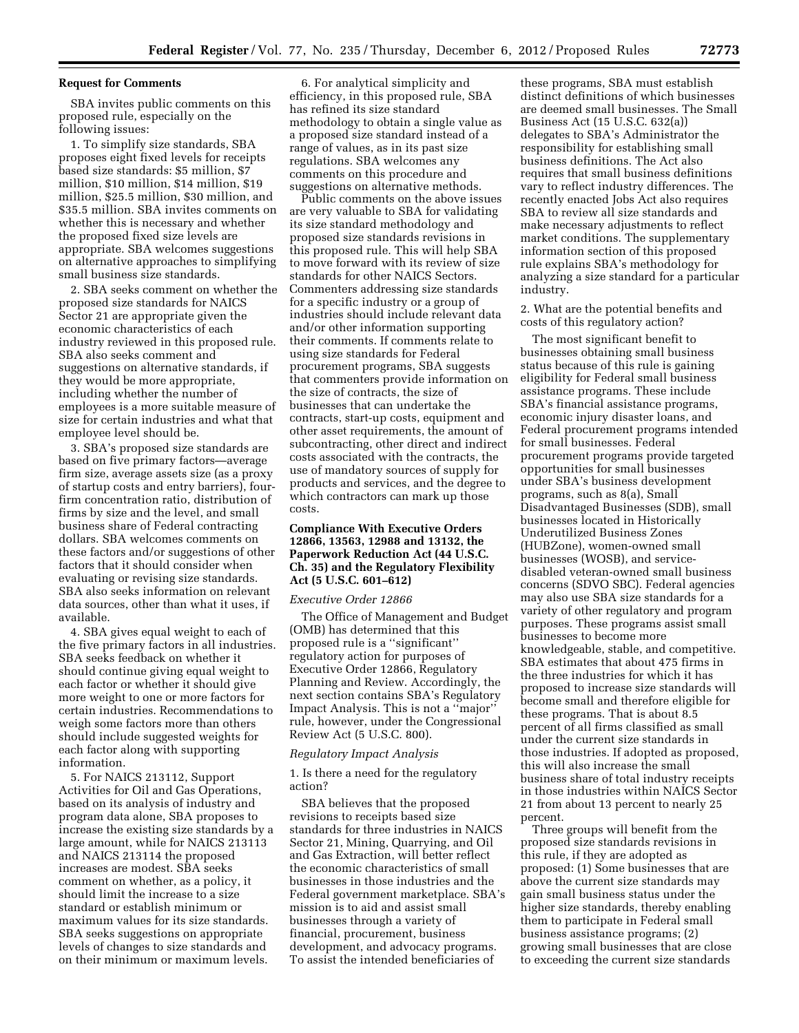**Request for Comments**

SBA invites public comments on this proposed rule, especially on the following issues:

1. To simplify size standards, SBA proposes eight fixed levels for receipts based size standards: $5 million, $7 million, $10 million, $14 million, $19 million, $25.5 million, $30 million, and $35.5 million. SBA invites comments on whether this is necessary and whether the proposed fixed size levels are appropriate. SBA welcomes suggestions on alternative approaches to simplifying small business size standards.

2. SBA seeks comment on whether the proposed size standards for NAICS Sector 21 are appropriate given the economic characteristics of each industry reviewed in this proposed rule. SBA also seeks comment and suggestions on alternative standards, if they would be more appropriate, including whether the number of employees is a more suitable measure of size for certain industries and what that employee level should be.

3. SBA's proposed size standards are based on five primary factors—average firm size, average assets size (as a proxy of startup costs and entry barriers), four-firm concentration ratio, distribution of firms by size and the level, and small business share of Federal contracting dollars. SBA welcomes comments on these factors and/or suggestions of other factors that it should consider when evaluating or revising size standards. SBA also seeks information on relevant data sources, other than what it uses, if available.

4. SBA gives equal weight to each of the five primary factors in all industries. SBA seeks feedback on whether it should continue giving equal weight to each factor or whether it should give more weight to one or more factors for certain industries. Recommendations to weigh some factors more than others should include suggested weights for each factor along with supporting information.

5. For NAICS 213112, Support Activities for Oil and Gas Operations, based on its analysis of industry and program data alone, SBA proposes to increase the existing size standards by a large amount, while for NAICS 213113 and NAICS 213114 the proposed increases are modest. SBA seeks comment on whether, as a policy, it should limit the increase to a size standard or establish minimum or maximum values for its size standards. SBA seeks suggestions on appropriate levels of changes to size standards and on their minimum or maximum levels.

6. For analytical simplicity and efficiency, in this proposed rule, SBA has refined its size standard methodology to obtain a single value as a proposed size standard instead of a range of values, as in its past size regulations. SBA welcomes any comments on this procedure and suggestions on alternative methods.

Public comments on the above issues are very valuable to SBA for validating its size standard methodology and proposed size standards revisions in this proposed rule. This will help SBA to move forward with its review of size standards for other NAICS Sectors. Commenters addressing size standards for a specific industry or a group of industries should include relevant data and/or other information supporting their comments. If comments relate to using size standards for Federal procurement programs, SBA suggests that commenters provide information on the size of contracts, the size of businesses that can undertake the contracts, start-up costs, equipment and other asset requirements, the amount of subcontracting, other direct and indirect costs associated with the contracts, the use of mandatory sources of supply for products and services, and the degree to which contractors can mark up those costs.

**Compliance With Executive Orders 12866, 13563, 12988 and 13132, the Paperwork Reduction Act (44 U.S.C. Ch. 35) and the Regulatory Flexibility Act (5 U.S.C. 601–612)**

*Executive Order 12866*

The Office of Management and Budget (OMB) has determined that this proposed rule is a ''significant'' regulatory action for purposes of Executive Order 12866, Regulatory Planning and Review. Accordingly, the next section contains SBA's Regulatory Impact Analysis. This is not a ''major'' rule, however, under the Congressional Review Act (5 U.S.C. 800).

*Regulatory Impact Analysis*

1. Is there a need for the regulatory action?

SBA believes that the proposed revisions to receipts based size standards for three industries in NAICS Sector 21, Mining, Quarrying, and Oil and Gas Extraction, will better reflect the economic characteristics of small businesses in those industries and the Federal government marketplace. SBA's mission is to aid and assist small businesses through a variety of financial, procurement, business development, and advocacy programs. To assist the intended beneficiaries of these programs, SBA must establish distinct definitions of which businesses are deemed small businesses. The Small Business Act (15 U.S.C. 632(a)) delegates to SBA's Administrator the responsibility for establishing small business definitions. The Act also requires that small business definitions vary to reflect industry differences. The recently enacted Jobs Act also requires SBA to review all size standards and make necessary adjustments to reflect market conditions. The supplementary information section of this proposed rule explains SBA's methodology for analyzing a size standard for a particular industry.

2. What are the potential benefits and costs of this regulatory action?

The most significant benefit to businesses obtaining small business status because of this rule is gaining eligibility for Federal small business assistance programs. These include SBA's financial assistance programs, economic injury disaster loans, and Federal procurement programs intended for small businesses. Federal procurement programs provide targeted opportunities for small businesses under SBA's business development programs, such as 8(a), Small Disadvantaged Businesses (SDB), small businesses located in Historically Underutilized Business Zones (HUBZone), women-owned small businesses (WOSB), and service-disabled veteran-owned small business concerns (SDVO SBC). Federal agencies may also use SBA size standards for a variety of other regulatory and program purposes. These programs assist small businesses to become more knowledgeable, stable, and competitive. SBA estimates that about 475 firms in the three industries for which it has proposed to increase size standards will become small and therefore eligible for these programs. That is about 8.5 percent of all firms classified as small under the current size standards in those industries. If adopted as proposed, this will also increase the small business share of total industry receipts in those industries within NAICS Sector 21 from about 13 percent to nearly 25 percent.

Three groups will benefit from the proposed size standards revisions in this rule, if they are adopted as proposed: (1) Some businesses that are above the current size standards may gain small business status under the higher size standards, thereby enabling them to participate in Federal small business assistance programs; (2) growing small businesses that are close to exceeding the current size standards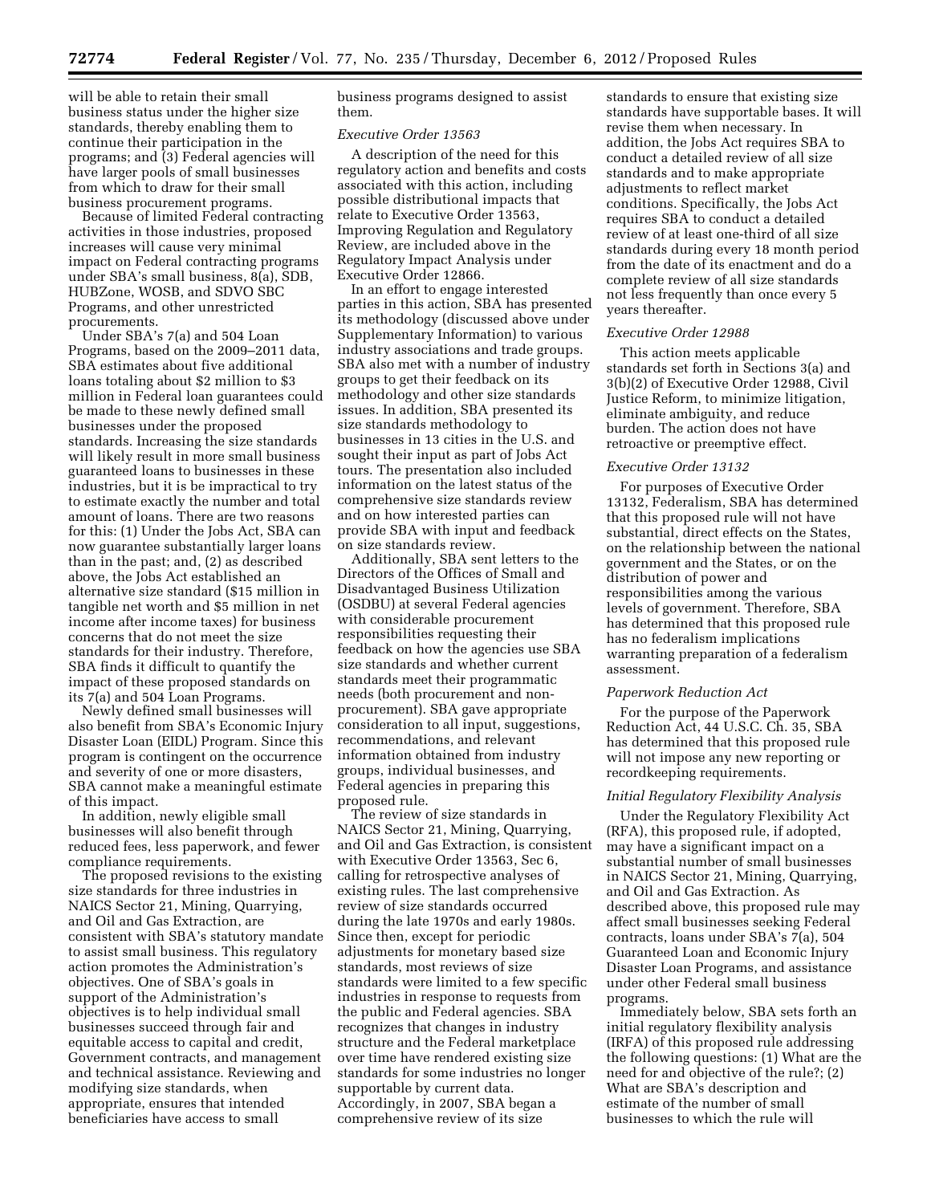will be able to retain their small business status under the higher size standards, thereby enabling them to continue their participation in the programs; and (3) Federal agencies will have larger pools of small businesses from which to draw for their small business procurement programs.

Because of limited Federal contracting activities in those industries, proposed increases will cause very minimal impact on Federal contracting programs under SBA's small business, 8(a), SDB, HUBZone, WOSB, and SDVO SBC Programs, and other unrestricted procurements.

Under SBA's 7(a) and 504 Loan Programs, based on the 2009–2011 data, SBA estimates about five additional loans totaling about $2 million to $3 million in Federal loan guarantees could be made to these newly defined small businesses under the proposed standards. Increasing the size standards will likely result in more small business guaranteed loans to businesses in these industries, but it is be impractical to try to estimate exactly the number and total amount of loans. There are two reasons for this: (1) Under the Jobs Act, SBA can now guarantee substantially larger loans than in the past; and, (2) as described above, the Jobs Act established an alternative size standard ($15 million in tangible net worth and $5 million in net income after income taxes) for business concerns that do not meet the size standards for their industry. Therefore, SBA finds it difficult to quantify the impact of these proposed standards on its 7(a) and 504 Loan Programs.

Newly defined small businesses will also benefit from SBA's Economic Injury Disaster Loan (EIDL) Program. Since this program is contingent on the occurrence and severity of one or more disasters, SBA cannot make a meaningful estimate of this impact.

In addition, newly eligible small businesses will also benefit through reduced fees, less paperwork, and fewer compliance requirements.

The proposed revisions to the existing size standards for three industries in NAICS Sector 21, Mining, Quarrying, and Oil and Gas Extraction, are consistent with SBA's statutory mandate to assist small business. This regulatory action promotes the Administration's objectives. One of SBA's goals in support of the Administration's objectives is to help individual small businesses succeed through fair and equitable access to capital and credit, Government contracts, and management and technical assistance. Reviewing and modifying size standards, when appropriate, ensures that intended beneficiaries have access to small business programs designed to assist them.

*Executive Order 13563*

A description of the need for this regulatory action and benefits and costs associated with this action, including possible distributional impacts that relate to Executive Order 13563, Improving Regulation and Regulatory Review, are included above in the Regulatory Impact Analysis under Executive Order 12866.

In an effort to engage interested parties in this action, SBA has presented its methodology (discussed above under Supplementary Information) to various industry associations and trade groups. SBA also met with a number of industry groups to get their feedback on its methodology and other size standards issues. In addition, SBA presented its size standards methodology to businesses in 13 cities in the U.S. and sought their input as part of Jobs Act tours. The presentation also included information on the latest status of the comprehensive size standards review and on how interested parties can provide SBA with input and feedback on size standards review.

Additionally, SBA sent letters to the Directors of the Offices of Small and Disadvantaged Business Utilization (OSDBU) at several Federal agencies with considerable procurement responsibilities requesting their feedback on how the agencies use SBA size standards and whether current standards meet their programmatic needs (both procurement and non-procurement). SBA gave appropriate consideration to all input, suggestions, recommendations, and relevant information obtained from industry groups, individual businesses, and Federal agencies in preparing this proposed rule.

The review of size standards in NAICS Sector 21, Mining, Quarrying, and Oil and Gas Extraction, is consistent with Executive Order 13563, Sec 6, calling for retrospective analyses of existing rules. The last comprehensive review of size standards occurred during the late 1970s and early 1980s. Since then, except for periodic adjustments for monetary based size standards, most reviews of size standards were limited to a few specific industries in response to requests from the public and Federal agencies. SBA recognizes that changes in industry structure and the Federal marketplace over time have rendered existing size standards for some industries no longer supportable by current data. Accordingly, in 2007, SBA began a comprehensive review of its size standards to ensure that existing size standards have supportable bases. It will revise them when necessary. In addition, the Jobs Act requires SBA to conduct a detailed review of all size standards and to make appropriate adjustments to reflect market conditions. Specifically, the Jobs Act requires SBA to conduct a detailed review of at least one-third of all size standards during every 18 month period from the date of its enactment and do a complete review of all size standards not less frequently than once every 5 years thereafter.

*Executive Order 12988*

This action meets applicable standards set forth in Sections 3(a) and 3(b)(2) of Executive Order 12988, Civil Justice Reform, to minimize litigation, eliminate ambiguity, and reduce burden. The action does not have retroactive or preemptive effect.

*Executive Order 13132*

For purposes of Executive Order 13132, Federalism, SBA has determined that this proposed rule will not have substantial, direct effects on the States, on the relationship between the national government and the States, or on the distribution of power and responsibilities among the various levels of government. Therefore, SBA has determined that this proposed rule has no federalism implications warranting preparation of a federalism assessment.

*Paperwork Reduction Act*

For the purpose of the Paperwork Reduction Act, 44 U.S.C. Ch. 35, SBA has determined that this proposed rule will not impose any new reporting or recordkeeping requirements.

*Initial Regulatory Flexibility Analysis*

Under the Regulatory Flexibility Act (RFA), this proposed rule, if adopted, may have a significant impact on a substantial number of small businesses in NAICS Sector 21, Mining, Quarrying, and Oil and Gas Extraction. As described above, this proposed rule may affect small businesses seeking Federal contracts, loans under SBA's 7(a), 504 Guaranteed Loan and Economic Injury Disaster Loan Programs, and assistance under other Federal small business programs.

Immediately below, SBA sets forth an initial regulatory flexibility analysis (IRFA) of this proposed rule addressing the following questions: (1) What are the need for and objective of the rule?; (2) What are SBA's description and estimate of the number of small businesses to which the rule will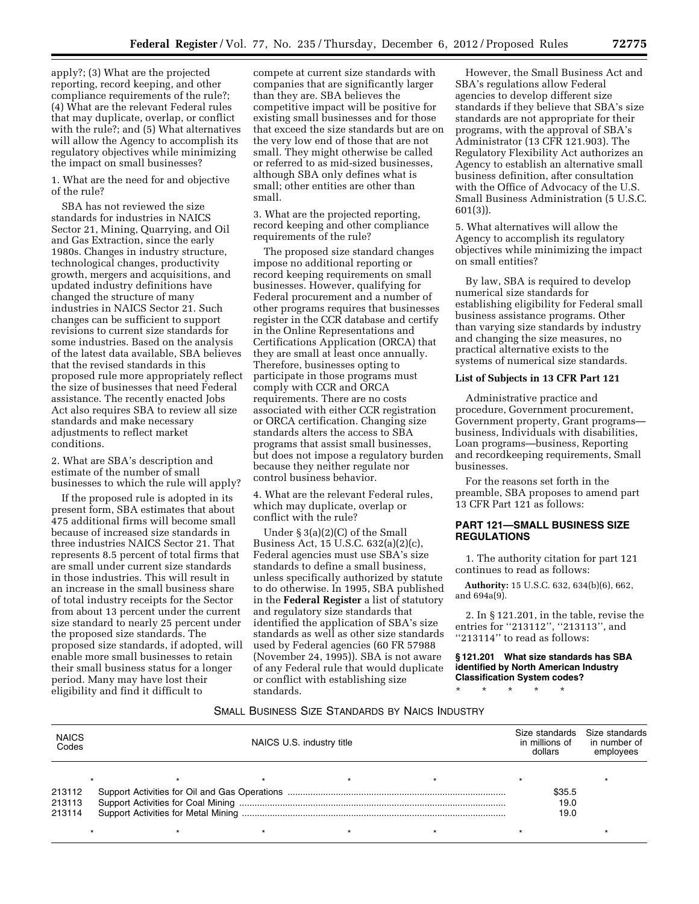apply?; (3) What are the projected reporting, record keeping, and other compliance requirements of the rule?; (4) What are the relevant Federal rules that may duplicate, overlap, or conflict with the rule?; and (5) What alternatives will allow the Agency to accomplish its regulatory objectives while minimizing the impact on small businesses?

1. What are the need for and objective of the rule?

SBA has not reviewed the size standards for industries in NAICS Sector 21, Mining, Quarrying, and Oil and Gas Extraction, since the early 1980s. Changes in industry structure, technological changes, productivity growth, mergers and acquisitions, and updated industry definitions have changed the structure of many industries in NAICS Sector 21. Such changes can be sufficient to support revisions to current size standards for some industries. Based on the analysis of the latest data available, SBA believes that the revised standards in this proposed rule more appropriately reflect the size of businesses that need Federal assistance. The recently enacted Jobs Act also requires SBA to review all size standards and make necessary adjustments to reflect market conditions.

2. What are SBA's description and estimate of the number of small businesses to which the rule will apply?

If the proposed rule is adopted in its present form, SBA estimates that about 475 additional firms will become small because of increased size standards in three industries NAICS Sector 21. That represents 8.5 percent of total firms that are small under current size standards in those industries. This will result in an increase in the small business share of total industry receipts for the Sector from about 13 percent under the current size standard to nearly 25 percent under the proposed size standards. The proposed size standards, if adopted, will enable more small businesses to retain their small business status for a longer period. Many may have lost their eligibility and find it difficult to compete at current size standards with companies that are significantly larger than they are. SBA believes the competitive impact will be positive for existing small businesses and for those that exceed the size standards but are on the very low end of those that are not small. They might otherwise be called or referred to as mid-sized businesses, although SBA only defines what is small; other entities are other than small.

3. What are the projected reporting, record keeping and other compliance requirements of the rule?

The proposed size standard changes impose no additional reporting or record keeping requirements on small businesses. However, qualifying for Federal procurement and a number of other programs requires that businesses register in the CCR database and certify in the Online Representations and Certifications Application (ORCA) that they are small at least once annually. Therefore, businesses opting to participate in those programs must comply with CCR and ORCA requirements. There are no costs associated with either CCR registration or ORCA certification. Changing size standards alters the access to SBA programs that assist small businesses, but does not impose a regulatory burden because they neither regulate nor control business behavior.

4. What are the relevant Federal rules, which may duplicate, overlap or conflict with the rule?

Under § 3(a)(2)(C) of the Small Business Act, 15 U.S.C. 632(a)(2)(c), Federal agencies must use SBA's size standards to define a small business, unless specifically authorized by statute to do otherwise. In 1995, SBA published in the **Federal Register** a list of statutory and regulatory size standards that identified the application of SBA's size standards as well as other size standards used by Federal agencies (60 FR 57988 (November 24, 1995)). SBA is not aware of any Federal rule that would duplicate or conflict with establishing size standards.

However, the Small Business Act and SBA's regulations allow Federal agencies to develop different size standards if they believe that SBA's size standards are not appropriate for their programs, with the approval of SBA's Administrator (13 CFR 121.903). The Regulatory Flexibility Act authorizes an Agency to establish an alternative small business definition, after consultation with the Office of Advocacy of the U.S. Small Business Administration (5 U.S.C. 601(3)).

5. What alternatives will allow the Agency to accomplish its regulatory objectives while minimizing the impact on small entities?

By law, SBA is required to develop numerical size standards for establishing eligibility for Federal small business assistance programs. Other than varying size standards by industry and changing the size measures, no practical alternative exists to the systems of numerical size standards.

**List of Subjects in 13 CFR Part 121**

Administrative practice and procedure, Government procurement, Government property, Grant programs—business, Individuals with disabilities, Loan programs—business, Reporting and recordkeeping requirements, Small businesses.

For the reasons set forth in the preamble, SBA proposes to amend part 13 CFR Part 121 as follows:

## PART 121—SMALL BUSINESS SIZE REGULATIONS

1. The authority citation for part 121 continues to read as follows:

**Authority:** 15 U.S.C. 632, 634(b)(6), 662, and 694a(9).

2. In § 121.201, in the table, revise the entries for ''213112'', ''213113'', and ''213114'' to read as follows:

**§ 121.201 What size standards has SBA identified by North American Industry Classification System codes?**

\* \* \* \* \*

SMALL BUSINESS SIZE STANDARDS BY NAICS INDUSTRY

| NAICS Codes | NAICS U.S. industry title | Size standards in millions of dollars | Size standards in number of employees |
|---|---|---|---|
| * | * * * * | * | * |
| 213112 | Support Activities for Oil and Gas Operations | $35.5 | |
| 213113 | Support Activities for Coal Mining | 19.0 | |
| 213114 | Support Activities for Metal Mining | 19.0 | |
| * | * * * * | * | * |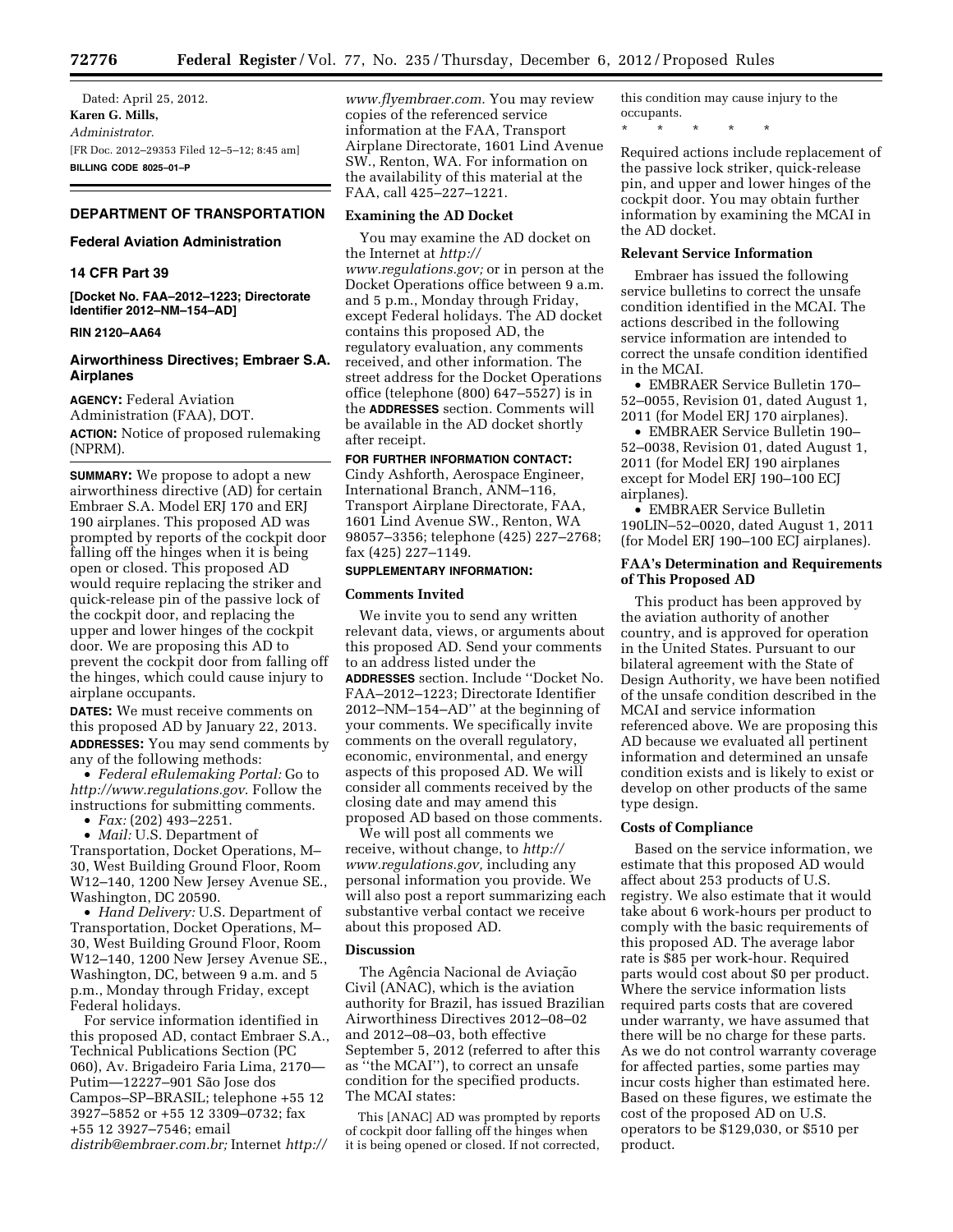Dated: April 25, 2012.

**Karen G. Mills,**

*Administrator.*

[FR Doc. 2012–29353 Filed 12–5–12; 8:45 am]

**BILLING CODE 8025–01–P**

## DEPARTMENT OF TRANSPORTATION

### Federal Aviation Administration

### 14 CFR Part 39

**[Docket No. FAA–2012–1223; Directorate Identifier 2012–NM–154–AD]**

**RIN 2120–AA64**

### Airworthiness Directives; Embraer S.A. Airplanes

**AGENCY:** Federal Aviation Administration (FAA), DOT.

**ACTION:** Notice of proposed rulemaking (NPRM).

**SUMMARY:** We propose to adopt a new airworthiness directive (AD) for certain Embraer S.A. Model ERJ 170 and ERJ 190 airplanes. This proposed AD was prompted by reports of the cockpit door falling off the hinges when it is being open or closed. This proposed AD would require replacing the striker and quick-release pin of the passive lock of the cockpit door, and replacing the upper and lower hinges of the cockpit door. We are proposing this AD to prevent the cockpit door from falling off the hinges, which could cause injury to airplane occupants.

**DATES:** We must receive comments on this proposed AD by January 22, 2013.

**ADDRESSES:** You may send comments by any of the following methods:

- *Federal eRulemaking Portal:* Go to *http://www.regulations.gov*. Follow the instructions for submitting comments.
- *Fax:* (202) 493–2251.
- *Mail:* U.S. Department of Transportation, Docket Operations, M–30, West Building Ground Floor, Room W12–140, 1200 New Jersey Avenue SE., Washington, DC 20590.
- *Hand Delivery:* U.S. Department of Transportation, Docket Operations, M–30, West Building Ground Floor, Room W12–140, 1200 New Jersey Avenue SE., Washington, DC, between 9 a.m. and 5 p.m., Monday through Friday, except Federal holidays.

For service information identified in this proposed AD, contact Embraer S.A., Technical Publications Section (PC 060), Av. Brigadeiro Faria Lima, 2170—Putim—12227–901 São Jose dos Campos–SP–BRASIL; telephone +55 12 3927–5852 or +55 12 3309–0732; fax +55 12 3927–7546; email *distrib@embraer.com.br;* Internet *http://www.flyembraer.com.* You may review copies of the referenced service information at the FAA, Transport Airplane Directorate, 1601 Lind Avenue SW., Renton, WA. For information on the availability of this material at the FAA, call 425–227–1221.

### Examining the AD Docket

You may examine the AD docket on the Internet at *http://www.regulations.gov;* or in person at the Docket Operations office between 9 a.m. and 5 p.m., Monday through Friday, except Federal holidays. The AD docket contains this proposed AD, the regulatory evaluation, any comments received, and other information. The street address for the Docket Operations office (telephone (800) 647–5527) is in the **ADDRESSES** section. Comments will be available in the AD docket shortly after receipt.

**FOR FURTHER INFORMATION CONTACT:** Cindy Ashforth, Aerospace Engineer, International Branch, ANM–116, Transport Airplane Directorate, FAA, 1601 Lind Avenue SW., Renton, WA 98057–3356; telephone (425) 227–2768; fax (425) 227–1149.

**SUPPLEMENTARY INFORMATION:**

### Comments Invited

We invite you to send any written relevant data, views, or arguments about this proposed AD. Send your comments to an address listed under the **ADDRESSES** section. Include ''Docket No. FAA–2012–1223; Directorate Identifier 2012–NM–154–AD'' at the beginning of your comments. We specifically invite comments on the overall regulatory, economic, environmental, and energy aspects of this proposed AD. We will consider all comments received by the closing date and may amend this proposed AD based on those comments.

We will post all comments we receive, without change, to *http://www.regulations.gov,* including any personal information you provide. We will also post a report summarizing each substantive verbal contact we receive about this proposed AD.

### Discussion

The Agência Nacional de Aviação Civil (ANAC), which is the aviation authority for Brazil, has issued Brazilian Airworthiness Directives 2012–08–02 and 2012–08–03, both effective September 5, 2012 (referred to after this as ''the MCAI''), to correct an unsafe condition for the specified products. The MCAI states:

> This [ANAC] AD was prompted by reports of cockpit door falling off the hinges when it is being opened or closed. If not corrected, this condition may cause injury to the occupants.
>
> \* \* \* \* \*

Required actions include replacement of the passive lock striker, quick-release pin, and upper and lower hinges of the cockpit door. You may obtain further information by examining the MCAI in the AD docket.

### Relevant Service Information

Embraer has issued the following service bulletins to correct the unsafe condition identified in the MCAI. The actions described in the following service information are intended to correct the unsafe condition identified in the MCAI.

- EMBRAER Service Bulletin 170–52–0055, Revision 01, dated August 1, 2011 (for Model ERJ 170 airplanes).
- EMBRAER Service Bulletin 190–52–0038, Revision 01, dated August 1, 2011 (for Model ERJ 190 airplanes except for Model ERJ 190–100 ECJ airplanes).
- EMBRAER Service Bulletin 190LIN–52–0020, dated August 1, 2011 (for Model ERJ 190–100 ECJ airplanes).

### FAA's Determination and Requirements of This Proposed AD

This product has been approved by the aviation authority of another country, and is approved for operation in the United States. Pursuant to our bilateral agreement with the State of Design Authority, we have been notified of the unsafe condition described in the MCAI and service information referenced above. We are proposing this AD because we evaluated all pertinent information and determined an unsafe condition exists and is likely to exist or develop on other products of the same type design.

### Costs of Compliance

Based on the service information, we estimate that this proposed AD would affect about 253 products of U.S. registry. We also estimate that it would take about 6 work-hours per product to comply with the basic requirements of this proposed AD. The average labor rate is $85 per work-hour. Required parts would cost about $0 per product. Where the service information lists required parts costs that are covered under warranty, we have assumed that there will be no charge for these parts. As we do not control warranty coverage for affected parties, some parties may incur costs higher than estimated here. Based on these figures, we estimate the cost of the proposed AD on U.S. operators to be $129,030, or $510 per product.